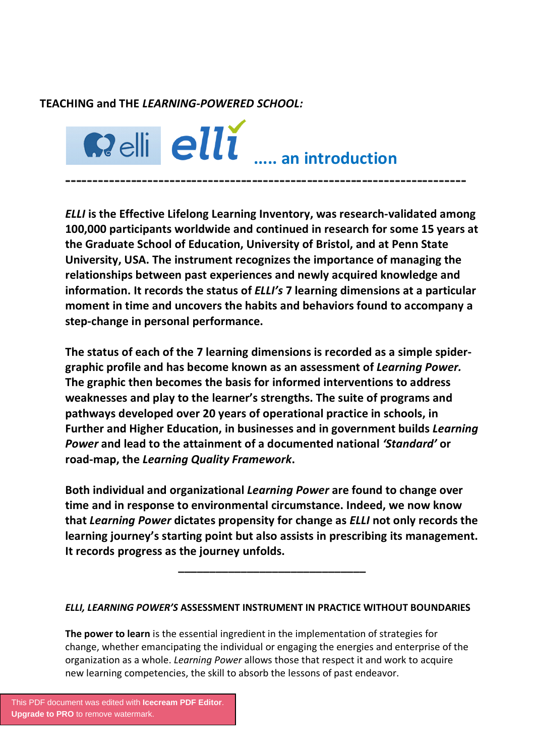# TEACHING and THE *LEARNING-POWERED SCHOOL:*

## elli elli ….. an introduction

---

***ELLI* is the Effective Lifelong Learning Inventory, was research-validated among 100,000 participants worldwide and continued in research for some 15 years at the Graduate School of Education, University of Bristol, and at Penn State University, USA. The instrument recognizes the importance of managing the relationships between past experiences and newly acquired knowledge and information. It records the status of *ELLI's* 7 learning dimensions at a particular moment in time and uncovers the habits and behaviors found to accompany a step-change in personal performance.**

**The status of each of the 7 learning dimensions is recorded as a simple spider-graphic profile and has become known as an assessment of *Learning Power.* The graphic then becomes the basis for informed interventions to address weaknesses and play to the learner's strengths. The suite of programs and pathways developed over 20 years of operational practice in schools, in Further and Higher Education, in businesses and in government builds *Learning Power* and lead to the attainment of a documented national *'Standard'* or road-map, the *Learning Quality Framework*.**

**Both individual and organizational *Learning Power* are found to change over time and in response to environmental circumstance. Indeed, we now know that *Learning Power* dictates propensity for change as *ELLI* not only records the learning journey's starting point but also assists in prescribing its management. It records progress as the journey unfolds.**

---

### *ELLI, LEARNING POWER'S* ASSESSMENT INSTRUMENT IN PRACTICE WITHOUT BOUNDARIES

**The power to learn** is the essential ingredient in the implementation of strategies for change, whether emancipating the individual or engaging the energies and enterprise of the organization as a whole. *Learning Power* allows those that respect it and work to acquire new learning competencies, the skill to absorb the lessons of past endeavor.

This PDF document was edited with **Icecream PDF Editor**. **Upgrade to PRO** to remove watermark.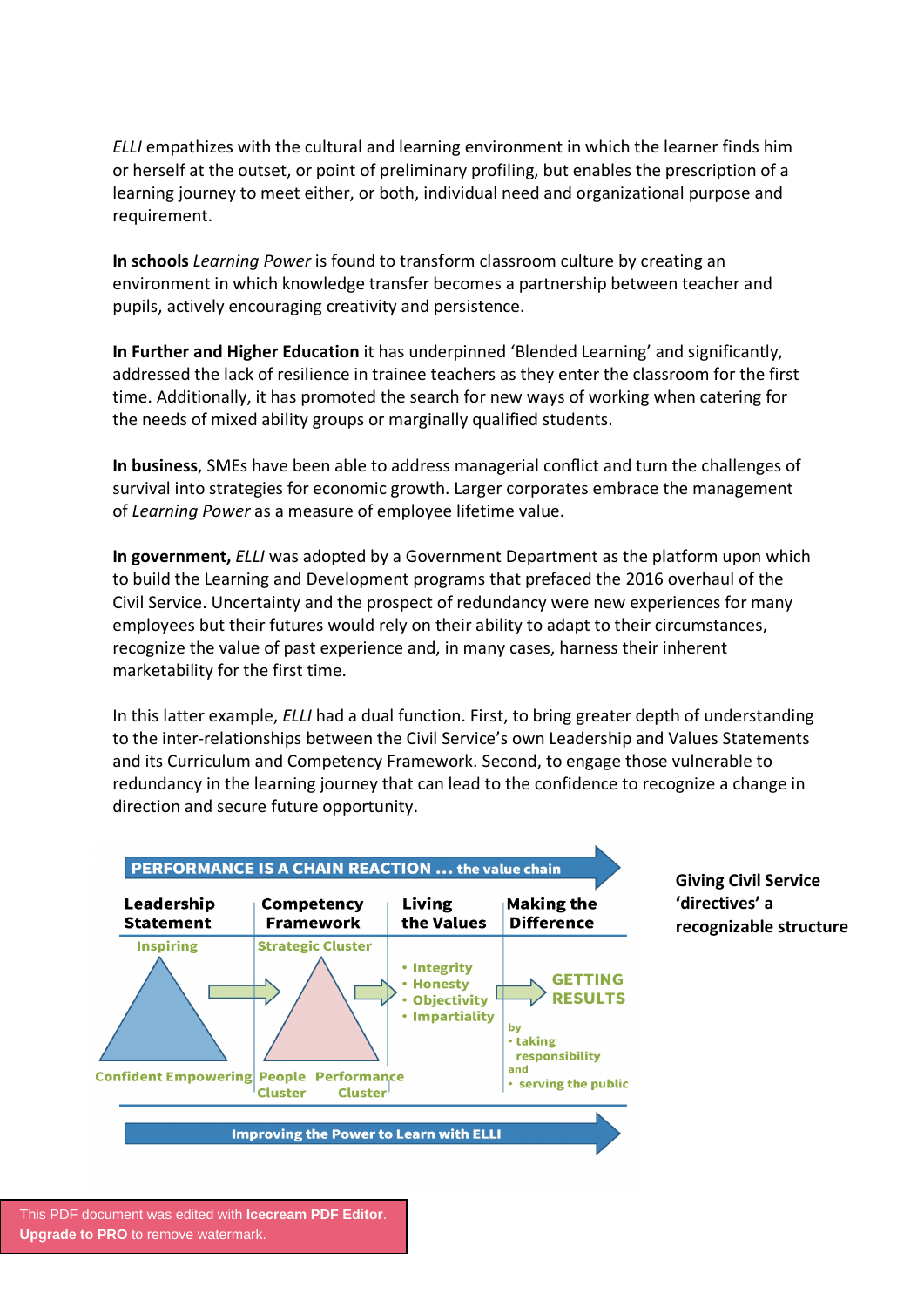*ELLI* empathizes with the cultural and learning environment in which the learner finds him or herself at the outset, or point of preliminary profiling, but enables the prescription of a learning journey to meet either, or both, individual need and organizational purpose and requirement.

**In schools** *Learning Power* is found to transform classroom culture by creating an environment in which knowledge transfer becomes a partnership between teacher and pupils, actively encouraging creativity and persistence.

**In Further and Higher Education** it has underpinned 'Blended Learning' and significantly, addressed the lack of resilience in trainee teachers as they enter the classroom for the first time. Additionally, it has promoted the search for new ways of working when catering for the needs of mixed ability groups or marginally qualified students.

**In business**, SMEs have been able to address managerial conflict and turn the challenges of survival into strategies for economic growth. Larger corporates embrace the management of *Learning Power* as a measure of employee lifetime value.

**In government,** *ELLI* was adopted by a Government Department as the platform upon which to build the Learning and Development programs that prefaced the 2016 overhaul of the Civil Service. Uncertainty and the prospect of redundancy were new experiences for many employees but their futures would rely on their ability to adapt to their circumstances, recognize the value of past experience and, in many cases, harness their inherent marketability for the first time.

In this latter example, *ELLI* had a dual function. First, to bring greater depth of understanding to the inter-relationships between the Civil Service's own Leadership and Values Statements and its Curriculum and Competency Framework. Second, to engage those vulnerable to redundancy in the learning journey that can lead to the confidence to recognize a change in direction and secure future opportunity.

PERFORMANCE IS A CHAIN REACTION … the value chain

Leadership Statement
Inspiring
Confident Empowering

Competency Framework
Strategic Cluster
People Cluster
Performance Cluster

Living the Values
• Integrity
• Honesty
• Objectivity
• Impartiality

Making the Difference
GETTING RESULTS
by
• taking responsibility
and
• serving the public

Improving the Power to Learn with ELLI

**Giving Civil Service 'directives' a recognizable structure**